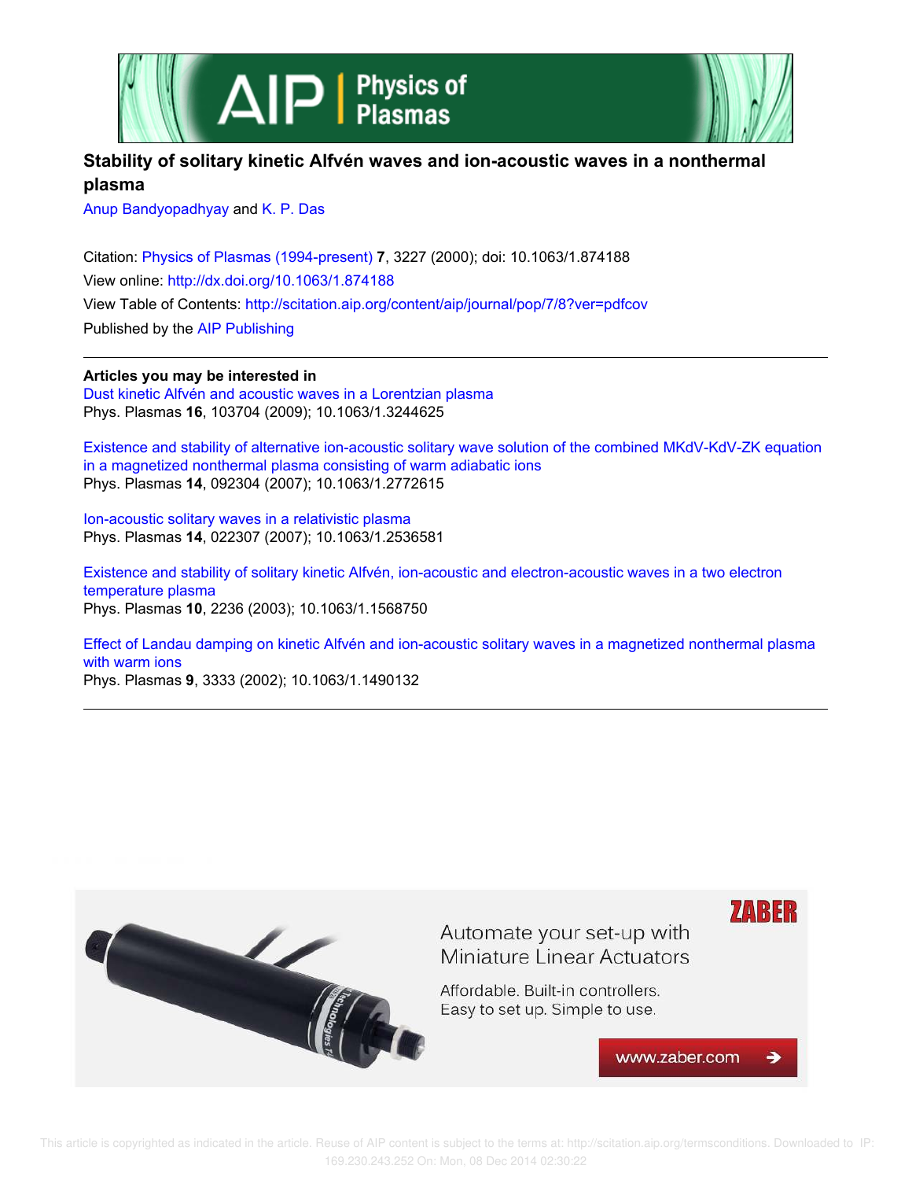# Stability of solitary kinetic Alfvén waves and ion-acoustic waves in a nonthermal plasma

Anup Bandyopadhyay and K. P. Das

Citation: Physics of Plasmas (1994-present) **7**, 3227 (2000); doi: 10.1063/1.874188

View online: http://dx.doi.org/10.1063/1.874188

View Table of Contents: http://scitation.aip.org/content/aip/journal/pop/7/8?ver=pdfcov

Published by the AIP Publishing

---

**Articles you may be interested in**

Dust kinetic Alfvén and acoustic waves in a Lorentzian plasma
Phys. Plasmas **16**, 103704 (2009); 10.1063/1.3244625

Existence and stability of alternative ion-acoustic solitary wave solution of the combined MKdV-KdV-ZK equation in a magnetized nonthermal plasma consisting of warm adiabatic ions
Phys. Plasmas **14**, 092304 (2007); 10.1063/1.2772615

Ion-acoustic solitary waves in a relativistic plasma
Phys. Plasmas **14**, 022307 (2007); 10.1063/1.2536581

Existence and stability of solitary kinetic Alfvén, ion-acoustic and electron-acoustic waves in a two electron temperature plasma
Phys. Plasmas **10**, 2236 (2003); 10.1063/1.1568750

Effect of Landau damping on kinetic Alfvén and ion-acoustic solitary waves in a magnetized nonthermal plasma with warm ions
Phys. Plasmas **9**, 3333 (2002); 10.1063/1.1490132

---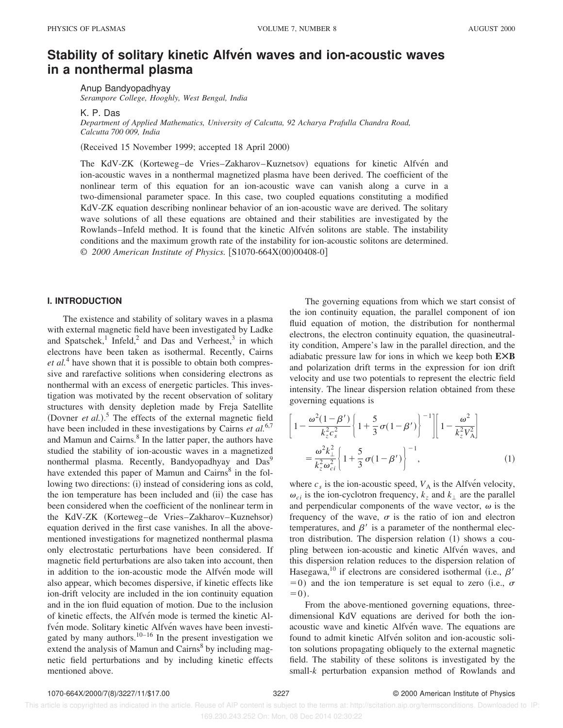# Stability of solitary kinetic Alfvén waves and ion-acoustic waves in a nonthermal plasma

Anup Bandyopadhyay
*Serampore College, Hooghly, West Bengal, India*

K. P. Das
*Department of Applied Mathematics, University of Calcutta, 92 Acharya Prafulla Chandra Road, Calcutta 700 009, India*

(Received 15 November 1999; accepted 18 April 2000)

The KdV-ZK (Korteweg–de Vries–Zakharov–Kuznetsov) equations for kinetic Alfvén and ion-acoustic waves in a nonthermal magnetized plasma have been derived. The coefficient of the nonlinear term of this equation for an ion-acoustic wave can vanish along a curve in a two-dimensional parameter space. In this case, two coupled equations constituting a modified KdV-ZK equation describing nonlinear behavior of an ion-acoustic wave are derived. The solitary wave solutions of all these equations are obtained and their stabilities are investigated by the Rowlands–Infeld method. It is found that the kinetic Alfvén solitons are stable. The instability conditions and the maximum growth rate of the instability for ion-acoustic solitons are determined. © *2000 American Institute of Physics.* [S1070-664X(00)00408-0]

## I. INTRODUCTION

The existence and stability of solitary waves in a plasma with external magnetic field have been investigated by Ladke and Spatschek,[1] Infeld,[2] and Das and Verheest,[3] in which electrons have been taken as isothermal. Recently, Cairns *et al.*[4] have shown that it is possible to obtain both compressive and rarefactive solitions when considering electrons as nonthermal with an excess of energetic particles. This investigation was motivated by the recent observation of solitary structures with density depletion made by Freja Satellite (Dovner *et al.*).[5] The effects of the external magnetic field have been included in these investigations by Cairns *et al.*[6,7] and Mamun and Cairns.[8] In the latter paper, the authors have studied the stability of ion-acoustic waves in a magnetized nonthermal plasma. Recently, Bandyopadhyay and Das[9] have extended this paper of Mamun and Cairns[8] in the following two directions: (i) instead of considering ions as cold, the ion temperature has been included and (ii) the case has been considered when the coefficient of the nonlinear term in the KdV-ZK (Korteweg–de Vries–Zakharov–Kuznehsor) equation derived in the first case vanishes. In all the above-mentioned investigations for magnetized nonthermal plasma only electrostatic perturbations have been considered. If magnetic field perturbations are also taken into account, then in addition to the ion-acoustic mode the Alfvén mode will also appear, which becomes dispersive, if kinetic effects like ion-drift velocity are included in the ion continuity equation and in the ion fluid equation of motion. Due to the inclusion of kinetic effects, the Alfvén mode is termed the kinetic Alfvén mode. Solitary kinetic Alfvén waves have been investigated by many authors.[10–16] In the present investigation we extend the analysis of Mamun and Cairns[8] by including magnetic field perturbations and by including kinetic effects mentioned above.

The governing equations from which we start consist of the ion continuity equation, the parallel component of ion fluid equation of motion, the distribution for nonthermal electrons, the electron continuity equation, the quasineutrality condition, Ampere's law in the parallel direction, and the adiabatic pressure law for ions in which we keep both **E×B** and polarization drift terms in the expression for ion drift velocity and use two potentials to represent the electric field intensity. The linear dispersion relation obtained from these governing equations is

$$\left[1-\frac{\omega^2(1-\beta')}{k_z^2c_s^2}\left\{1+\frac{5}{3}\sigma(1-\beta')\right\}^{-1}\right]\left[1-\frac{\omega^2}{k_z^2V_A^2}\right]=\frac{\omega^2k_\perp^2}{k_z^2\omega_{ci}^2}\left\{1+\frac{5}{3}\sigma(1-\beta')\right\}^{-1}, \quad (1)$$

where $c_s$ is the ion-acoustic speed, $V_A$ is the Alfvén velocity, $\omega_{ci}$ is the ion-cyclotron frequency, $k_z$ and $k_\perp$ are the parallel and perpendicular components of the wave vector, $\omega$ is the frequency of the wave, $\sigma$ is the ratio of ion and electron temperatures, and $\beta'$ is a parameter of the nonthermal electron distribution. The dispersion relation (1) shows a coupling between ion-acoustic and kinetic Alfvén waves, and this dispersion relation reduces to the dispersion relation of Hasegawa,[10] if electrons are considered isothermal (i.e., $\beta'=0$) and the ion temperature is set equal to zero (i.e., $\sigma=0$).

From the above-mentioned governing equations, three-dimensional KdV equations are derived for both the ion-acoustic wave and kinetic Alfvén wave. The equations are found to admit kinetic Alfvén soliton and ion-acoustic soliton solutions propagating obliquely to the external magnetic field. The stability of these solitons is investigated by the small-$k$ perturbation expansion method of Rowlands and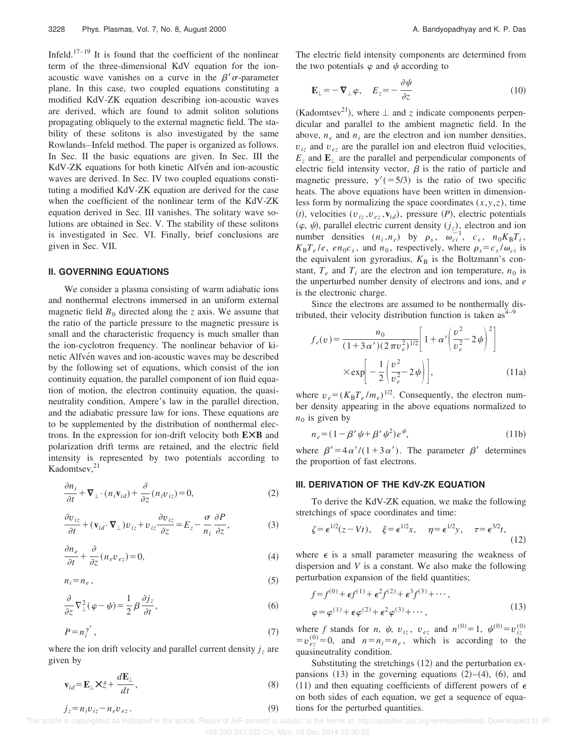Infeld.[17–19] It is found that the coefficient of the nonlinear term of the three-dimensional KdV equation for the ion-acoustic wave vanishes on a curve in the $\beta'\sigma$-parameter plane. In this case, two coupled equations constituting a modified KdV-ZK equation describing ion-acoustic waves are derived, which are found to admit soliton solutions propagating obliquely to the external magnetic field. The stability of these solitons is also investigated by the same Rowlands–Infeld method. The paper is organized as follows. In Sec. II the basic equations are given. In Sec. III the KdV-ZK equations for both kinetic Alfvén and ion-acoustic waves are derived. In Sec. IV two coupled equations constituting a modified KdV-ZK equation are derived for the case when the coefficient of the nonlinear term of the KdV-ZK equation derived in Sec. III vanishes. The solitary wave solutions are obtained in Sec. V. The stability of these solitons is investigated in Sec. VI. Finally, brief conclusions are given in Sec. VII.

## II. GOVERNING EQUATIONS

We consider a plasma consisting of warm adiabatic ions and nonthermal electrons immersed in an uniform external magnetic field $B_0$ directed along the $z$ axis. We assume that the ratio of the particle pressure to the magnetic pressure is small and the characteristic frequency is much smaller than the ion-cyclotron frequency. The nonlinear behavior of kinetic Alfvén waves and ion-acoustic waves may be described by the following set of equations, which consist of the ion continuity equation, the parallel component of ion fluid equation of motion, the electron continuity equation, the quasi-neutrality condition, Ampere's law in the parallel direction, and the adiabatic pressure law for ions. These equations are to be supplemented by the distribution of nonthermal electrons. In the expression for ion-drift velocity both $\mathbf{E}\times\mathbf{B}$ and polarization drift terms are retained, and the electric field intensity is represented by two potentials according to Kadomtsev,[21]

$$\frac{\partial n_i}{\partial t}+\nabla_\perp\cdot(n_i\mathbf{v}_{id})+\frac{\partial}{\partial z}(n_i v_{iz})=0, \tag{2}$$

$$\frac{\partial v_{iz}}{\partial t}+(\mathbf{v}_{id}\cdot\nabla_\perp)v_{iz}+v_{iz}\frac{\partial v_{iz}}{\partial z}=E_z-\frac{\sigma}{n_i}\frac{\partial P}{\partial z}, \tag{3}$$

$$\frac{\partial n_e}{\partial t}+\frac{\partial}{\partial z}(n_e v_{ez})=0, \tag{4}$$

$$n_i=n_e, \tag{5}$$

$$\frac{\partial}{\partial z}\nabla_\perp^2(\varphi-\psi)=\frac{1}{2}\beta\frac{\partial j_z}{\partial t}, \tag{6}$$

$$P=n_i^{\gamma'}, \tag{7}$$

where the ion drift velocity and parallel current density $j_z$ are given by

$$\mathbf{v}_{id}=\mathbf{E}_\perp\times\hat{z}+\frac{d\mathbf{E}_\perp}{dt}, \tag{8}$$

$$j_z=n_i v_{iz}-n_e v_{ez}. \tag{9}$$

The electric field intensity components are determined from the two potentials $\varphi$ and $\psi$ according to

$$\mathbf{E}_\perp=-\nabla_\perp\varphi,\quad E_z=-\frac{\partial\psi}{\partial z} \tag{10}$$

(Kadomtsev[21]), where $\perp$ and $z$ indicate components perpendicular and parallel to the ambient magnetic field. In the above, $n_e$ and $n_i$ are the electron and ion number densities, $v_{iz}$ and $v_{ez}$ are the parallel ion and electron fluid velocities, $E_z$ and $\mathbf{E}_\perp$ are the parallel and perpendicular components of electric field intensity vector, $\beta$ is the ratio of particle and magnetic pressure, $\gamma'(=5/3)$ is the ratio of two specific heats. The above equations have been written in dimensionless form by normalizing the space coordinates $(x,y,z)$, time $(t)$, velocities $(v_{iz},v_{ez},\mathbf{v}_{id})$, pressure $(P)$, electric potentials $(\varphi,\psi)$, parallel electric current density $(j_z)$, electron and ion number densities $(n_i,n_e)$ by $\rho_s$, $\omega_{ci}^{-1}$, $c_s$, $n_0K_BT_i$, $K_BT_e/e$, $en_0c_s$, and $n_0$, respectively, where $\rho_s=c_s/\omega_{ci}$ is the equivalent ion gyroradius, $K_B$ is the Boltzmann's constant, $T_e$ and $T_i$ are the electron and ion temperature, $n_0$ is the unperturbed number density of electrons and ions, and $e$ is the electronic charge.

Since the electrons are assumed to be nonthermally distributed, their velocity distribution function is taken as[4–9]

$$f_e(v)=\frac{n_0}{(1+3\alpha')(2\pi v_e^2)^{1/2}}\left[1+\alpha'\left(\frac{v^2}{v_e^2}-2\psi\right)^2\right]\times\exp\left[-\frac{1}{2}\left(\frac{v^2}{v_e^2}-2\psi\right)\right], \tag{11a}$$

where $v_e=(K_BT_e/m_e)^{1/2}$. Consequently, the electron number density appearing in the above equations normalized to $n_0$ is given by

$$n_e=(1-\beta'\psi+\beta'\psi^2)e^{\psi}, \tag{11b}$$

where $\beta'=4\alpha'/(1+3\alpha')$. The parameter $\beta'$ determines the proportion of fast electrons.

## III. DERIVATION OF THE KdV-ZK EQUATION

To derive the KdV-ZK equation, we make the following stretchings of space coordinates and time:

$$\zeta=\epsilon^{1/2}(z-Vt),\quad \xi=\epsilon^{1/2}x,\quad \eta=\epsilon^{1/2}y,\quad \tau=\epsilon^{3/2}t, \tag{12}$$

where $\epsilon$ is a small parameter measuring the weakness of dispersion and $V$ is a constant. We also make the following perturbation expansion of the field quantities;

$$\begin{aligned}f&=f^{(0)}+\epsilon f^{(1)}+\epsilon^2 f^{(2)}+\epsilon^3 f^{(3)}+\cdots,\\ \varphi&=\varphi^{(1)}+\epsilon\varphi^{(2)}+\epsilon^2\varphi^{(3)}+\cdots,\end{aligned} \tag{13}$$

where $f$ stands for $n$, $\psi$, $v_{iz}$, $v_{ez}$ and $n^{(0)}=1$, $\psi^{(0)}=v_{iz}^{(0)}=v_{ez}^{(0)}=0$, and $n=n_i=n_e$, which is according to the quasineutrality condition.

Substituting the stretchings (12) and the perturbation expansions (13) in the governing equations (2)–(4), (6), and (11) and then equating coefficients of different powers of $\epsilon$ on both sides of each equation, we get a sequence of equations for the perturbed quantities.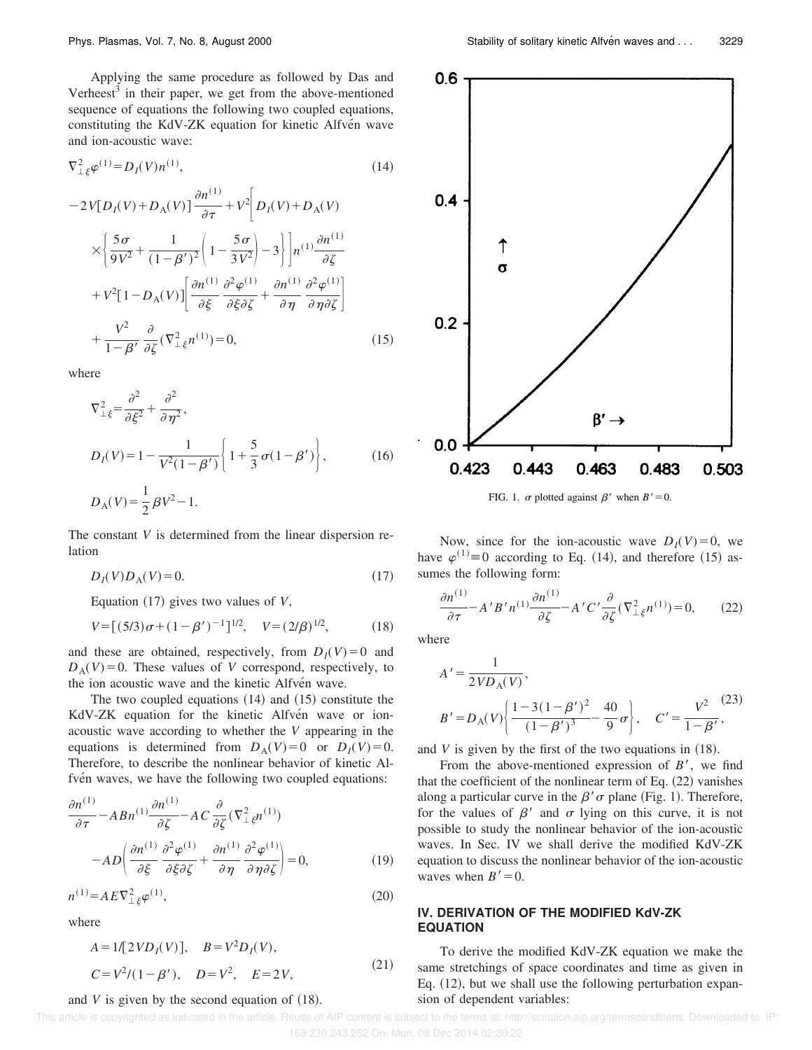Applying the same procedure as followed by Das and Verheest[3] in their paper, we get from the above-mentioned sequence of equations the following two coupled equations, constituting the KdV-ZK equation for kinetic Alfvén wave and ion-acoustic wave:

$$\nabla_{\perp\xi}^2 \varphi^{(1)} = D_I(V) n^{(1)}, \tag{14}$$

$$\begin{aligned} -2V[D_I(V)+D_A(V)]\frac{\partial n^{(1)}}{\partial \tau} &+ V^2\bigg[D_I(V)+D_A(V) \\ &\times\left\{\frac{5\sigma}{9V^2}+\frac{1}{(1-\beta')^2}\left(1-\frac{5\sigma}{3V^2}\right)-3\right\}\bigg]n^{(1)}\frac{\partial n^{(1)}}{\partial \zeta} \\ &+ V^2[1-D_A(V)]\left[\frac{\partial n^{(1)}}{\partial \xi}\frac{\partial^2 \varphi^{(1)}}{\partial \xi \partial \zeta}+\frac{\partial n^{(1)}}{\partial \eta}\frac{\partial^2 \varphi^{(1)}}{\partial \eta \partial \zeta}\right] \\ &+ \frac{V^2}{1-\beta'}\frac{\partial}{\partial \zeta}(\nabla_{\perp\xi}^2 n^{(1)})=0, \end{aligned} \tag{15}$$

where

$$\nabla_{\perp\xi}^2 = \frac{\partial^2}{\partial \xi^2}+\frac{\partial^2}{\partial \eta^2},$$

$$D_I(V) = 1-\frac{1}{V^2(1-\beta')}\left\{1+\frac{5}{3}\sigma(1-\beta')\right\}, \tag{16}$$

$$D_A(V) = \frac{1}{2}\beta V^2 - 1.$$

The constant $V$ is determined from the linear dispersion relation

$$D_I(V) D_A(V) = 0. \tag{17}$$

Equation (17) gives two values of $V$,

$$V = [(5/3)\sigma + (1-\beta')^{-1}]^{1/2}, \quad V = (2/\beta)^{1/2}, \tag{18}$$

and these are obtained, respectively, from $D_I(V)=0$ and $D_A(V)=0$. These values of $V$ correspond, respectively, to the ion acoustic wave and the kinetic Alfvén wave.

The two coupled equations (14) and (15) constitute the KdV-ZK equation for the kinetic Alfvén wave or ion-acoustic wave according to whether the $V$ appearing in the equations is determined from $D_A(V)=0$ or $D_I(V)=0$. Therefore, to describe the nonlinear behavior of kinetic Alfvén waves, we have the following two coupled equations:

$$\begin{aligned} \frac{\partial n^{(1)}}{\partial \tau} - ABn^{(1)}\frac{\partial n^{(1)}}{\partial \zeta} &- AC\frac{\partial}{\partial \zeta}(\nabla_{\perp\xi}^2 n^{(1)}) \\ &- AD\left(\frac{\partial n^{(1)}}{\partial \xi}\frac{\partial^2 \varphi^{(1)}}{\partial \xi \partial \zeta}+\frac{\partial n^{(1)}}{\partial \eta}\frac{\partial^2 \varphi^{(1)}}{\partial \eta \partial \zeta}\right)=0, \end{aligned} \tag{19}$$

$$n^{(1)} = AE\nabla_{\perp\xi}^2 \varphi^{(1)}, \tag{20}$$

where

$$\begin{aligned} &A = 1/[2VD_I(V)], \quad B = V^2 D_I(V), \\ &C = V^2/(1-\beta'), \quad D = V^2, \quad E = 2V, \end{aligned} \tag{21}$$

and $V$ is given by the second equation of (18).

FIG. 1. $\sigma$ plotted against $\beta'$ when $B'=0$.

Now, since for the ion-acoustic wave $D_I(V)=0$, we have $\varphi^{(1)} \equiv 0$ according to Eq. (14), and therefore (15) assumes the following form:

$$\frac{\partial n^{(1)}}{\partial \tau} - A'B'n^{(1)}\frac{\partial n^{(1)}}{\partial \zeta} - A'C'\frac{\partial}{\partial \zeta}(\nabla_{\perp\xi}^2 n^{(1)}) = 0, \tag{22}$$

where

$$\begin{aligned} &A' = \frac{1}{2VD_A(V)}, \\ &B' = D_A(V)\left\{\frac{1-3(1-\beta')^2}{(1-\beta')^3}-\frac{40}{9}\sigma\right\}, \quad C' = \frac{V^2}{1-\beta'}, \end{aligned} \tag{23}$$

and $V$ is given by the first of the two equations in (18).

From the above-mentioned expression of $B'$, we find that the coefficient of the nonlinear term of Eq. (22) vanishes along a particular curve in the $\beta'\sigma$ plane (Fig. 1). Therefore, for the values of $\beta'$ and $\sigma$ lying on this curve, it is not possible to study the nonlinear behavior of the ion-acoustic waves. In Sec. IV we shall derive the modified KdV-ZK equation to discuss the nonlinear behavior of the ion-acoustic waves when $B'=0$.

## IV. DERIVATION OF THE MODIFIED KdV-ZK EQUATION

To derive the modified KdV-ZK equation we make the same stretchings of space coordinates and time as given in Eq. (12), but we shall use the following perturbation expansion of dependent variables: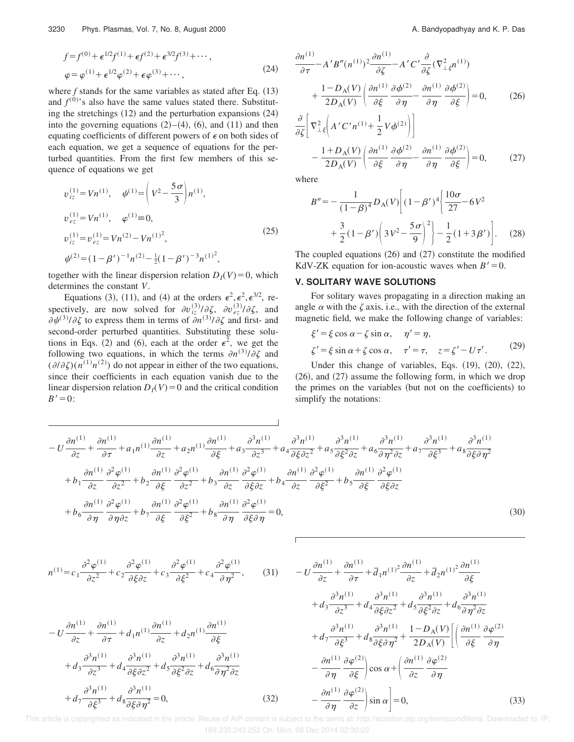$$f = f^{(0)} + \epsilon^{1/2} f^{(1)} + \epsilon f^{(2)} + \epsilon^{3/2} f^{(3)} + \cdots,$$
$$\varphi = \varphi^{(1)} + \epsilon^{1/2} \varphi^{(2)} + \epsilon \varphi^{(3)} + \cdots, \tag{24}$$

where $f$ stands for the same variables as stated after Eq. (13) and $f^{(0)}$'s also have the same values stated there. Substituting the stretchings (12) and the perturbation expansions (24) into the governing equations (2)–(4), (6), and (11) and then equating coefficients of different powers of $\epsilon$ on both sides of each equation, we get a sequence of equations for the perturbed quantities. From the first few members of this sequence of equations we get

$$
\begin{aligned}
&v_{iz}^{(1)} = V n^{(1)}, \quad \psi^{(1)} = \left( V^2 - \frac{5\sigma}{3} \right) n^{(1)}, \\
&v_{ez}^{(1)} = V n^{(1)}, \quad \varphi^{(1)} \equiv 0, \\
&v_{iz}^{(1)} = v_{ez}^{(1)} = V n^{(2)} - V n^{(1)^2}, \\
&\psi^{(2)} = (1-\beta')^{-1} n^{(2)} - \tfrac{1}{2}(1-\beta')^{-3} n^{(1)^2},
\end{aligned} \tag{25}
$$

together with the linear dispersion relation $D_I(V) = 0$, which determines the constant $V$.

Equations (3), (11), and (4) at the orders $\epsilon^2, \epsilon^2, \epsilon^{3/2}$, respectively, are now solved for $\partial v_{iz}^{(3)}/\partial\zeta$, $\partial v_{ez}^{(3)}/\partial\zeta$, and $\partial\psi^{(3)}/\partial\zeta$ to express them in terms of $\partial n^{(3)}/\partial\zeta$ and first- and second-order perturbed quantities. Substituting these solutions in Eqs. (2) and (6), each at the order $\epsilon^2$, we get the following two equations, in which the terms $\partial n^{(3)}/\partial\zeta$ and $(\partial/\partial\zeta)(n^{(1)}n^{(2)})$ do not appear in either of the two equations, since their coefficients in each equation vanish due to the linear dispersion relation $D_I(V) = 0$ and the critical condition $B' = 0$:

$$
\frac{\partial n^{(1)}}{\partial\tau} - A'B''(n^{(1)})^2 \frac{\partial n^{(1)}}{\partial\zeta} - A'C' \frac{\partial}{\partial\zeta}(\nabla_{\perp\xi}^2 n^{(1)}) + \frac{1 - D_A(V)}{2D_A(V)} \left( \frac{\partial n^{(1)}}{\partial\xi} \frac{\partial\phi^{(2)}}{\partial\eta} - \frac{\partial n^{(1)}}{\partial\eta} \frac{\partial\phi^{(2)}}{\partial\xi} \right) = 0, \tag{26}
$$

$$
\frac{\partial}{\partial\zeta} \left[ \nabla_{\perp\xi}^2 \left( A'C' n^{(1)} + \frac{1}{2} V \phi^{(2)} \right) \right] - \frac{1 + D_A(V)}{2D_A(V)} \left( \frac{\partial n^{(1)}}{\partial\xi} \frac{\partial\phi^{(2)}}{\partial\eta} - \frac{\partial n^{(1)}}{\partial\eta} \frac{\partial\phi^{(2)}}{\partial\xi} \right) = 0, \tag{27}
$$

where

$$
B'' = -\frac{1}{(1-\beta)^4} D_A(V) \left[ (1-\beta')^4 \left\{ \frac{10\sigma}{27} - 6V^2 + \frac{3}{2}(1-\beta') \left( 3V^2 - \frac{5\sigma}{9} \right)^2 \right\} - \frac{1}{2}(1 + 3\beta') \right]. \tag{28}
$$

The coupled equations (26) and (27) constitute the modified KdV-ZK equation for ion-acoustic waves when $B' = 0$.

## V. SOLITARY WAVE SOLUTIONS

For solitary waves propagating in a direction making an angle $\alpha$ with the $\zeta$ axis, i.e., with the direction of the external magnetic field, we make the following change of variables:

$$
\begin{aligned}
&\xi' = \xi \cos\alpha - \zeta \sin\alpha, \quad \eta' = \eta, \\
&\zeta' = \xi \sin\alpha + \zeta \cos\alpha, \quad \tau' = \tau, \quad z = \zeta' - U\tau'.
\end{aligned} \tag{29}
$$

Under this change of variables, Eqs. (19), (20), (22), (26), and (27) assume the following form, in which we drop the primes on the variables (but not on the coefficients) to simplify the notations:

$$
\begin{aligned}
&-U \frac{\partial n^{(1)}}{\partial z} + \frac{\partial n^{(1)}}{\partial\tau} + a_1 n^{(1)} \frac{\partial n^{(1)}}{\partial z} + a_2 n^{(1)} \frac{\partial n^{(1)}}{\partial\xi} + a_3 \frac{\partial^3 n^{(1)}}{\partial z^3} + a_4 \frac{\partial^3 n^{(1)}}{\partial\xi\partial z^2} + a_5 \frac{\partial^3 n^{(1)}}{\partial\xi^2\partial z} + a_6 \frac{\partial^3 n^{(1)}}{\partial\eta^2\partial z} + a_7 \frac{\partial^3 n^{(1)}}{\partial\xi^3} + a_8 \frac{\partial^3 n^{(1)}}{\partial\xi\partial\eta^2} \\
&+ b_1 \frac{\partial n^{(1)}}{\partial z} \frac{\partial^2\varphi^{(1)}}{\partial z^2} + b_2 \frac{\partial n^{(1)}}{\partial\xi} \frac{\partial^2\varphi^{(1)}}{\partial z^2} + b_3 \frac{\partial n^{(1)}}{\partial z} \frac{\partial^2\varphi^{(1)}}{\partial\xi\partial z} + b_4 \frac{\partial n^{(1)}}{\partial z} \frac{\partial^2\varphi^{(1)}}{\partial\xi^2} + b_5 \frac{\partial n^{(1)}}{\partial\xi} \frac{\partial^2\varphi^{(1)}}{\partial\xi\partial z} \\
&+ b_6 \frac{\partial n^{(1)}}{\partial\eta} \frac{\partial^2\varphi^{(1)}}{\partial\eta\partial z} + b_7 \frac{\partial n^{(1)}}{\partial\xi} \frac{\partial^2\varphi^{(1)}}{\partial\xi^2} + b_8 \frac{\partial n^{(1)}}{\partial\eta} \frac{\partial^2\varphi^{(1)}}{\partial\xi\partial\eta} = 0,
\end{aligned} \tag{30}
$$

$$
n^{(1)} = c_1 \frac{\partial^2\varphi^{(1)}}{\partial z^2} + c_2 \frac{\partial^2\varphi^{(1)}}{\partial\xi\partial z} + c_3 \frac{\partial^2\varphi^{(1)}}{\partial\xi^2} + c_4 \frac{\partial^2\varphi^{(1)}}{\partial\eta^2}, \tag{31}
$$

$$
\begin{aligned}
&-U \frac{\partial n^{(1)}}{\partial z} + \frac{\partial n^{(1)}}{\partial\tau} + d_1 n^{(1)} \frac{\partial n^{(1)}}{\partial z} + d_2 n^{(1)} \frac{\partial n^{(1)}}{\partial\xi} \\
&+ d_3 \frac{\partial^3 n^{(1)}}{\partial z^3} + d_4 \frac{\partial^3 n^{(1)}}{\partial\xi\partial z^2} + d_5 \frac{\partial^3 n^{(1)}}{\partial\xi^2\partial z} + d_6 \frac{\partial^3 n^{(1)}}{\partial\eta^2\partial z} \\
&+ d_7 \frac{\partial^3 n^{(1)}}{\partial\xi^3} + d_8 \frac{\partial^3 n^{(1)}}{\partial\xi\partial\eta^2} = 0,
\end{aligned} \tag{32}
$$

$$
\begin{aligned}
&-U \frac{\partial n^{(1)}}{\partial z} + \frac{\partial n^{(1)}}{\partial\tau} + \bar{d}_1 n^{(1)^2} \frac{\partial n^{(1)}}{\partial z} + \bar{d}_2 n^{(1)^2} \frac{\partial n^{(1)}}{\partial\xi} \\
&+ d_3 \frac{\partial^3 n^{(1)}}{\partial z^3} + d_4 \frac{\partial^3 n^{(1)}}{\partial\xi\partial z^2} + d_5 \frac{\partial^3 n^{(1)}}{\partial\xi^2\partial z} + d_6 \frac{\partial^3 n^{(1)}}{\partial\eta^2\partial z} \\
&+ d_7 \frac{\partial^3 n^{(1)}}{\partial\xi^3} + d_8 \frac{\partial^3 n^{(1)}}{\partial\xi\partial\eta^2} + \frac{1 - D_A(V)}{2D_A(V)} \left[ \left( \frac{\partial n^{(1)}}{\partial\xi} \frac{\partial\varphi^{(2)}}{\partial\eta} - \frac{\partial n^{(1)}}{\partial\eta} \frac{\partial\varphi^{(2)}}{\partial\xi} \right) \cos\alpha + \left( \frac{\partial n^{(1)}}{\partial z} \frac{\partial\varphi^{(2)}}{\partial\eta} - \frac{\partial n^{(1)}}{\partial\eta} \frac{\partial\varphi^{(2)}}{\partial z} \right) \sin\alpha \right] = 0,
\end{aligned} \tag{33}
$$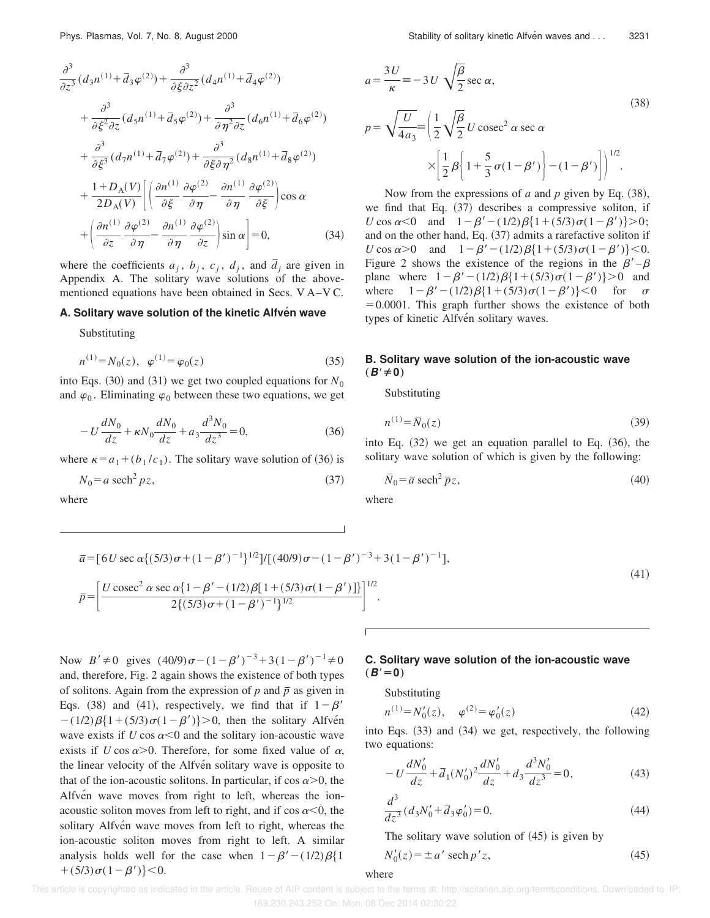$$
\frac{\partial^3}{\partial z^3}(d_3 n^{(1)}+\bar{d}_3\varphi^{(2)})+\frac{\partial^3}{\partial\xi\partial z^2}(d_4 n^{(1)}+\bar{d}_4\varphi^{(2)})
+\frac{\partial^3}{\partial\xi^2\partial z}(d_5 n^{(1)}+\bar{d}_5\varphi^{(2)})+\frac{\partial^3}{\partial\eta^2\partial z}(d_6 n^{(1)}+\bar{d}_6\varphi^{(2)})
+\frac{\partial^3}{\partial\xi^3}(d_7 n^{(1)}+\bar{d}_7\varphi^{(2)})+\frac{\partial^3}{\partial\xi\partial\eta^2}(d_8 n^{(1)}+\bar{d}_8\varphi^{(2)})
+\frac{1+D_A(V)}{2D_A(V)}\left[\left(\frac{\partial n^{(1)}}{\partial\xi}\frac{\partial\varphi^{(2)}}{\partial\eta}-\frac{\partial n^{(1)}}{\partial\eta}\frac{\partial\varphi^{(2)}}{\partial\xi}\right)\cos\alpha
+\left(\frac{\partial n^{(1)}}{\partial z}\frac{\partial\varphi^{(2)}}{\partial\eta}-\frac{\partial n^{(1)}}{\partial\eta}\frac{\partial\varphi^{(2)}}{\partial z}\right)\sin\alpha\right]=0, \tag{34}
$$

where the coefficients $a_j$, $b_j$, $c_j$, $d_j$, and $\bar{d}_j$ are given in Appendix A. The solitary wave solutions of the above-mentioned equations have been obtained in Secs. V A–V C.

### A. Solitary wave solution of the kinetic Alfvén wave

Substituting

$$
n^{(1)}=N_0(z),\quad \varphi^{(1)}=\varphi_0(z) \tag{35}
$$

into Eqs. (30) and (31) we get two coupled equations for $N_0$ and $\varphi_0$. Eliminating $\varphi_0$ between these two equations, we get

$$
-U\frac{dN_0}{dz}+\kappa N_0\frac{dN_0}{dz}+a_3\frac{d^3N_0}{dz^3}=0, \tag{36}
$$

where $\kappa=a_1+(b_1/c_1)$. The solitary wave solution of (36) is

$$
N_0=a\,\mathrm{sech}^2\,pz, \tag{37}
$$

where

$$
a=\frac{3U}{\kappa}\equiv-3U\sqrt{\frac{\beta}{2}}\sec\alpha,
$$

$$
p=\sqrt{\frac{U}{4a_3}}\equiv\left(\frac{1}{2}\sqrt{\frac{\beta}{2}}\,U\,\mathrm{cosec}^2\alpha\sec\alpha\times\left[\frac{1}{2}\beta\left\{1+\frac{5}{3}\sigma(1-\beta')\right\}-(1-\beta')\right]\right)^{1/2}. \tag{38}
$$

Now from the expressions of $a$ and $p$ given by Eq. (38), we find that Eq. (37) describes a compressive soliton, if $U\cos\alpha<0$ and $1-\beta'-(1/2)\beta\{1+(5/3)\sigma(1-\beta')\}>0$; and on the other hand, Eq. (37) admits a rarefactive soliton if $U\cos\alpha>0$ and $1-\beta'-(1/2)\beta\{1+(5/3)\sigma(1-\beta')\}<0$. Figure 2 shows the existence of the regions in the $\beta'-\beta$ plane where $1-\beta'-(1/2)\beta\{1+(5/3)\sigma(1-\beta')\}>0$ and where $1-\beta'-(1/2)\beta\{1+(5/3)\sigma(1-\beta')\}<0$ for $\sigma=0.0001$. This graph further shows the existence of both types of kinetic Alfvén solitary waves.

### B. Solitary wave solution of the ion-acoustic wave ($B'\neq 0$)

Substituting

$$
n^{(1)}=\bar{N}_0(z) \tag{39}
$$

into Eq. (32) we get an equation parallel to Eq. (36), the solitary wave solution of which is given by the following:

$$
\bar{N}_0=\bar{a}\,\mathrm{sech}^2\,\bar{p}z, \tag{40}
$$

where

$$
\bar{a}=[6U\sec\alpha\{(5/3)\sigma+(1-\beta')^{-1}\}^{1/2}]/[(40/9)\sigma-(1-\beta')^{-3}+3(1-\beta')^{-1}],
$$

$$
\bar{p}=\left[\frac{U\,\mathrm{cosec}^2\alpha\sec\alpha\{1-\beta'-(1/2)\beta[1+(5/3)\sigma(1-\beta')]\}}{2\{(5/3)\sigma+(1-\beta')^{-1}\}^{1/2}}\right]^{1/2}. \tag{41}
$$

Now $B'\neq 0$ gives $(40/9)\sigma-(1-\beta')^{-3}+3(1-\beta')^{-1}\neq 0$ and, therefore, Fig. 2 again shows the existence of both types of solitons. Again from the expression of $p$ and $\bar{p}$ as given in Eqs. (38) and (41), respectively, we find that if $1-\beta'-(1/2)\beta\{1+(5/3)\sigma(1-\beta')\}>0$, then the solitary Alfvén wave exists if $U\cos\alpha<0$ and the solitary ion-acoustic wave exists if $U\cos\alpha>0$. Therefore, for some fixed value of $\alpha$, the linear velocity of the Alfvén solitary wave is opposite to that of the ion-acoustic solitons. In particular, if $\cos\alpha>0$, the Alfvén wave moves from right to left, whereas the ion-acoustic soliton moves from left to right, and if $\cos\alpha<0$, the solitary Alfvén wave moves from left to right, whereas the ion-acoustic soliton moves from right to left. A similar analysis holds well for the case when $1-\beta'-(1/2)\beta\{1+(5/3)\sigma(1-\beta')\}<0$.

### C. Solitary wave solution of the ion-acoustic wave ($B'=0$)

Substituting

$$
n^{(1)}=N_0'(z),\quad \varphi^{(2)}=\varphi_0'(z) \tag{42}
$$

into Eqs. (33) and (34) we get, respectively, the following two equations:

$$
-U\frac{dN_0'}{dz}+\bar{d}_1(N_0')^2\frac{dN_0'}{dz}+d_3\frac{d^3N_0'}{dz^3}=0, \tag{43}
$$

$$
\frac{d^3}{dz^3}(d_3N_0'+\bar{d}_3\varphi_0')=0. \tag{44}
$$

The solitary wave solution of (45) is given by

$$
N_0'(z)=\pm a'\,\mathrm{sech}\,p'z, \tag{45}
$$

where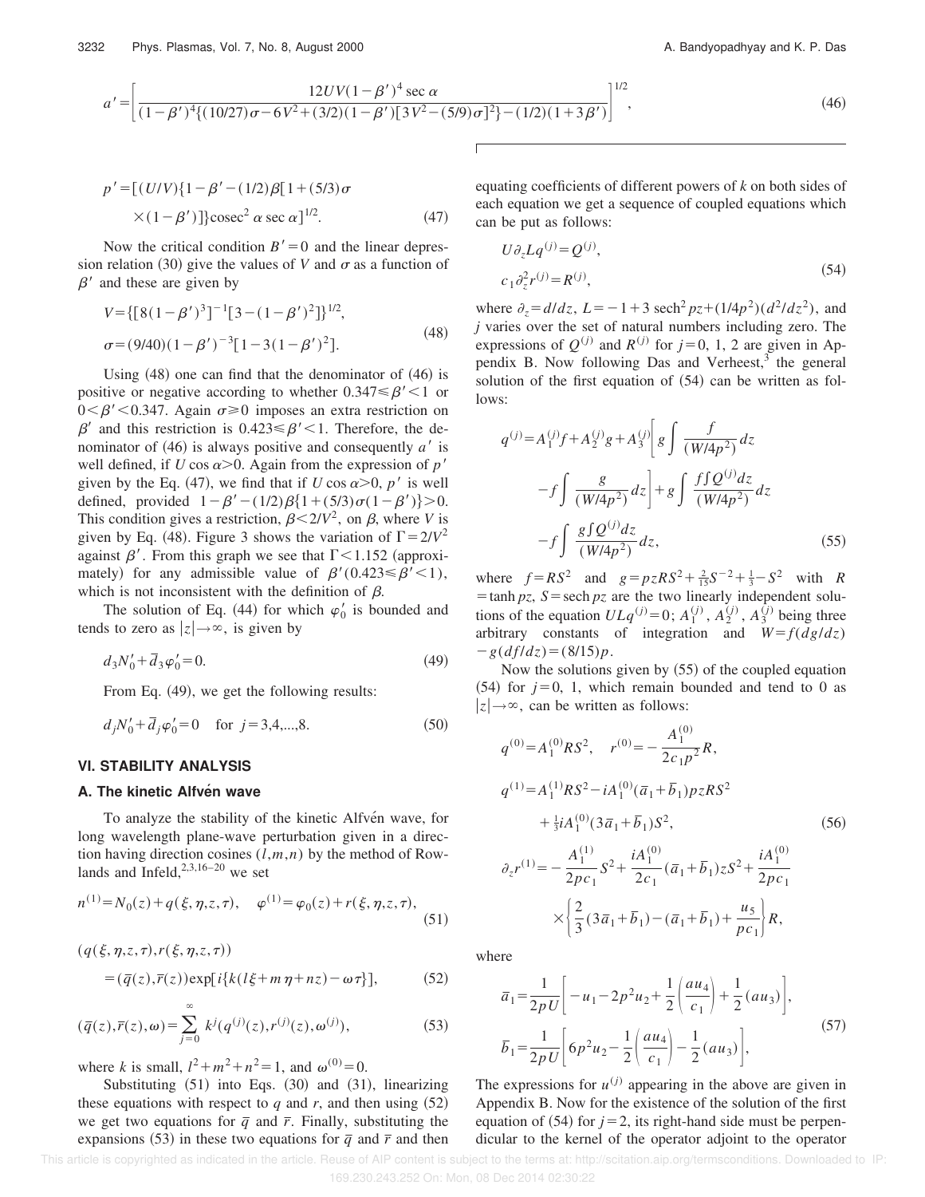$$a' = \left[ \frac{12UV(1-\beta')^4 \sec\alpha}{(1-\beta')^4\{(10/27)\sigma - 6V^2 + (3/2)(1-\beta')[3V^2 - (5/9)\sigma]^2\} - (1/2)(1+3\beta')} \right]^{1/2}, \tag{46}$$

$$p' = [(U/V)\{1-\beta' - (1/2)\beta[1+(5/3)\sigma \times(1-\beta')]\}\mathrm{cosec}^2\alpha \sec\alpha]^{1/2}. \tag{47}$$

Now the critical condition $B'=0$ and the linear depression relation (30) give the values of $V$ and $\sigma$ as a function of $\beta'$ and these are given by

$$V = \{[8(1-\beta')^3]^{-1}[3-(1-\beta')^2]\}^{1/2},$$
$$\sigma = (9/40)(1-\beta')^{-3}[1-3(1-\beta')^2]. \tag{48}$$

Using (48) one can find that the denominator of (46) is positive or negative according to whether $0.347 \leqslant \beta' < 1$ or $0 < \beta' < 0.347$. Again $\sigma \geqslant 0$ imposes an extra restriction on $\beta'$ and this restriction is $0.423 \leqslant \beta' < 1$. Therefore, the denominator of (46) is always positive and consequently $a'$ is well defined, if $U\cos\alpha > 0$. Again from the expression of $p'$ given by the Eq. (47), we find that if $U\cos\alpha > 0$, $p'$ is well defined, provided $1-\beta' - (1/2)\beta\{1+(5/3)\sigma(1-\beta')\} > 0$. This condition gives a restriction, $\beta < 2/V^2$, on $\beta$, where $V$ is given by Eq. (48). Figure 3 shows the variation of $\Gamma = 2/V^2$ against $\beta'$. From this graph we see that $\Gamma < 1.152$ (approximately) for any admissible value of $\beta'(0.423 \leqslant \beta' < 1)$, which is not inconsistent with the definition of $\beta$.

The solution of Eq. (44) for which $\varphi_0'$ is bounded and tends to zero as $|z| \to \infty$, is given by

$$d_3 N_0' + \bar{d}_3 \varphi_0' = 0. \tag{49}$$

From Eq. (49), we get the following results:

$$d_j N_0' + \bar{d}_j \varphi_0' = 0 \quad \text{for } j = 3,4,\ldots,8. \tag{50}$$

## VI. STABILITY ANALYSIS

### A. The kinetic Alfvén wave

To analyze the stability of the kinetic Alfvén wave, for long wavelength plane-wave perturbation given in a direction having direction cosines $(l,m,n)$ by the method of Rowlands and Infeld,[2,3,16–20] we set

$$n^{(1)} = N_0(z) + q(\xi,\eta,z,\tau), \quad \varphi^{(1)} = \varphi_0(z) + r(\xi,\eta,z,\tau), \tag{51}$$

$$(q(\xi,\eta,z,\tau), r(\xi,\eta,z,\tau)) = (\bar{q}(z), \bar{r}(z))\exp[i\{k(l\xi + m\eta + nz) - \omega\tau\}], \tag{52}$$

$$(\bar{q}(z), \bar{r}(z), \omega) = \sum_{j=0}^{\infty} k^j (q^{(j)}(z), r^{(j)}(z), \omega^{(j)}), \tag{53}$$

where $k$ is small, $l^2 + m^2 + n^2 = 1$, and $\omega^{(0)} = 0$.

Substituting (51) into Eqs. (30) and (31), linearizing these equations with respect to $q$ and $r$, and then using (52) we get two equations for $\bar{q}$ and $\bar{r}$. Finally, substituting the expansions (53) in these two equations for $\bar{q}$ and $\bar{r}$ and then equating coefficients of different powers of $k$ on both sides of each equation we get a sequence of coupled equations which can be put as follows:

$$U\partial_z L q^{(j)} = Q^{(j)},$$
$$c_1 \partial_z^2 r^{(j)} = R^{(j)}, \tag{54}$$

where $\partial_z = d/dz$, $L = -1 + 3\,\mathrm{sech}^2 pz + (1/4p^2)(d^2/dz^2)$, and $j$ varies over the set of natural numbers including zero. The expressions of $Q^{(j)}$ and $R^{(j)}$ for $j = 0, 1, 2$ are given in Appendix B. Now following Das and Verheest,[3] the general solution of the first equation of (54) can be written as follows:

$$q^{(j)} = A_1^{(j)} f + A_2^{(j)} g + A_3^{(j)} \left[ g \int \frac{f}{(W/4p^2)} dz - f \int \frac{g}{(W/4p^2)} dz \right] + g \int \frac{f \int Q^{(j)} dz}{(W/4p^2)} dz - f \int \frac{g \int Q^{(j)} dz}{(W/4p^2)} dz, \tag{55}$$

where $f = RS^2$ and $g = pzRS^2 + \frac{2}{15}S^{-2} + \frac{1}{3} - S^2$ with $R = \tanh pz$, $S = \mathrm{sech}\, pz$ are the two linearly independent solutions of the equation $ULq^{(j)} = 0$; $A_1^{(j)}, A_2^{(j)}, A_3^{(j)}$ being three arbitrary constants of integration and $W = f(dg/dz) - g(df/dz) = (8/15)p$.

Now the solutions given by (55) of the coupled equation (54) for $j = 0, 1$, which remain bounded and tend to 0 as $|z| \to \infty$, can be written as follows:

$$q^{(0)} = A_1^{(0)} RS^2, \quad r^{(0)} = -\frac{A_1^{(0)}}{2c_1 p^2} R,$$

$$q^{(1)} = A_1^{(1)} RS^2 - iA_1^{(0)}(\bar{a}_1 + \bar{b}_1) pzRS^2 + \tfrac{1}{3} i A_1^{(0)}(3\bar{a}_1 + \bar{b}_1) S^2, \tag{56}$$

$$\partial_z r^{(1)} = -\frac{A_1^{(1)}}{2pc_1} S^2 + \frac{iA_1^{(0)}}{2c_1}(\bar{a}_1 + \bar{b}_1) zS^2 + \frac{iA_1^{(0)}}{2pc_1} \times \left\{ \frac{2}{3}(3\bar{a}_1 + \bar{b}_1) - (\bar{a}_1 + \bar{b}_1) + \frac{u_5}{pc_1} \right\} R,$$

where

$$\bar{a}_1 = \frac{1}{2pU}\left[ -u_1 - 2p^2 u_2 + \frac{1}{2}\left(\frac{au_4}{c_1}\right) + \frac{1}{2}(au_3) \right],$$
$$\bar{b}_1 = \frac{1}{2pU}\left[ 6p^2 u_2 - \frac{1}{2}\left(\frac{au_4}{c_1}\right) - \frac{1}{2}(au_3) \right], \tag{57}$$

The expressions for $u^{(j)}$ appearing in the above are given in Appendix B. Now for the existence of the solution of the first equation of (54) for $j = 2$, its right-hand side must be perpendicular to the kernel of the operator adjoint to the operator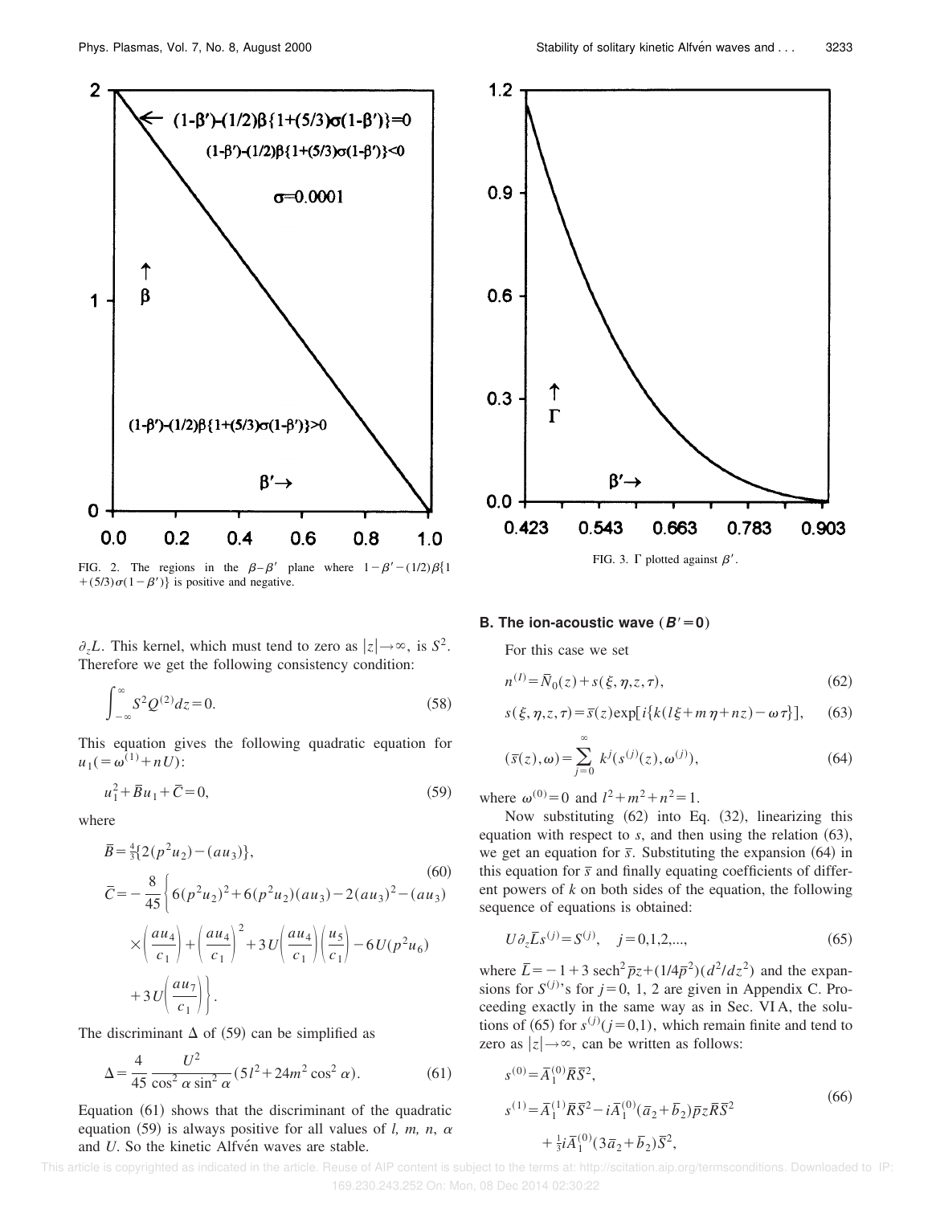FIG. 2. The regions in the $\beta-\beta'$ plane where $1-\beta'-(1/2)\beta\{1+(5/3)\sigma(1-\beta')\}$ is positive and negative.

FIG. 3. $\Gamma$ plotted against $\beta'$.

$\partial_z L$. This kernel, which must tend to zero as $|z|\to\infty$, is $S^2$. Therefore we get the following consistency condition:

$$\int_{-\infty}^{\infty} S^2 Q^{(2)} dz = 0. \tag{58}$$

This equation gives the following quadratic equation for $u_1(=\omega^{(1)}+nU)$:

$$u_1^2+\bar{B}u_1+\bar{C}=0, \tag{59}$$

where

$$\bar{B}=\tfrac{4}{3}\{2(p^2u_2)-(au_3)\},$$
$$\bar{C}=-\frac{8}{45}\left\{6(p^2u_2)^2+6(p^2u_2)(au_3)-2(au_3)^2-(au_3)\times\left(\frac{au_4}{c_1}\right)+\left(\frac{au_4}{c_1}\right)^2+3U\left(\frac{au_4}{c_1}\right)\left(\frac{u_5}{c_1}\right)-6U(p^2u_6)+3U\left(\frac{au_7}{c_1}\right)\right\}. \tag{60}$$

The discriminant $\Delta$ of (59) can be simplified as

$$\Delta=\frac{4}{45}\frac{U^2}{\cos^2\alpha\sin^2\alpha}(5l^2+24m^2\cos^2\alpha). \tag{61}$$

Equation (61) shows that the discriminant of the quadratic equation (59) is always positive for all values of $l$, $m$, $n$, $\alpha$ and $U$. So the kinetic Alfvén waves are stable.

### B. The ion-acoustic wave ($B'=0$)

For this case we set

$$n^{(I)}=\bar{N}_0(z)+s(\xi,\eta,z,\tau), \tag{62}$$

$$s(\xi,\eta,z,\tau)=\bar{s}(z)\exp[i\{k(l\xi+m\eta+nz)-\omega\tau\}], \tag{63}$$

$$(\bar{s}(z),\omega)=\sum_{j=0}^{\infty}k^j(s^{(j)}(z),\omega^{(j)}), \tag{64}$$

where $\omega^{(0)}=0$ and $l^2+m^2+n^2=1$.

Now substituting (62) into Eq. (32), linearizing this equation with respect to $s$, and then using the relation (63), we get an equation for $\bar{s}$. Substituting the expansion (64) in this equation for $\bar{s}$ and finally equating coefficients of different powers of $k$ on both sides of the equation, the following sequence of equations is obtained:

$$U\partial_z\bar{L}s^{(j)}=S^{(j)},\quad j=0,1,2,..., \tag{65}$$

where $\bar{L}=-1+3\,\mathrm{sech}^2\bar{p}z+(1/4\bar{p}^2)(d^2/dz^2)$ and the expansions for $S^{(j)}$'s for $j=0$, 1, 2 are given in Appendix C. Proceeding exactly in the same way as in Sec. VI A, the solutions of (65) for $s^{(j)}(j=0,1)$, which remain finite and tend to zero as $|z|\to\infty$, can be written as follows:

$$s^{(0)}=\bar{A}_1^{(0)}\bar{R}\bar{S}^2,$$
$$s^{(1)}=\bar{A}_1^{(1)}\bar{R}\bar{S}^2-i\bar{A}_1^{(0)}(\bar{a}_2+\bar{b}_2)\bar{p}z\bar{R}\bar{S}^2+\tfrac{1}{3}i\bar{A}_1^{(0)}(3\bar{a}_2+\bar{b}_2)\bar{S}^2, \tag{66}$$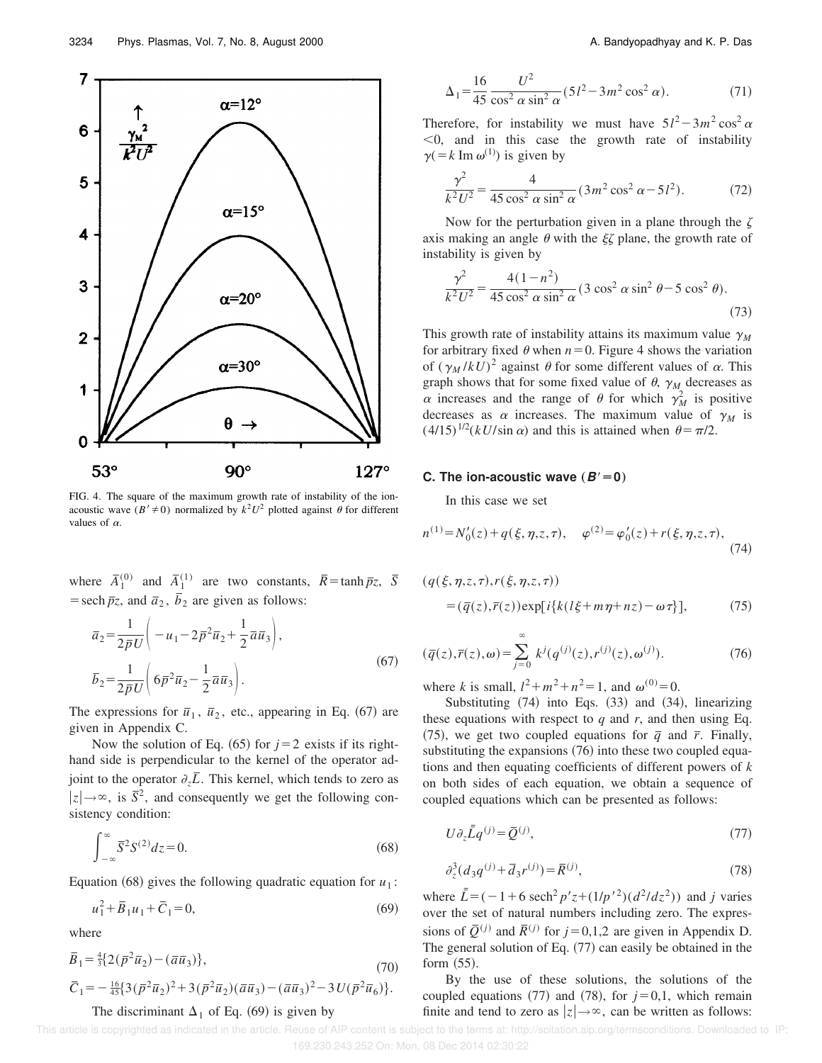FIG. 4. The square of the maximum growth rate of instability of the ion-acoustic wave ($B'\neq 0$) normalized by $k^2U^2$ plotted against $\theta$ for different values of $\alpha$.

where $\bar{A}_1^{(0)}$ and $\bar{A}_1^{(1)}$ are two constants, $\bar{R}=\tanh \bar{p}z$, $\bar{S}=\mathrm{sech}\,\bar{p}z$, and $\bar{a}_2$, $\bar{b}_2$ are given as follows:

$$\bar{a}_2=\frac{1}{2\bar{p}U}\left(-u_1-2\bar{p}^2\bar{u}_2+\frac{1}{2}\bar{a}\bar{u}_3\right),$$
$$\bar{b}_2=\frac{1}{2\bar{p}U}\left(6\bar{p}^2\bar{u}_2-\frac{1}{2}\bar{a}\bar{u}_3\right). \tag{67}$$

The expressions for $\bar{u}_1$, $\bar{u}_2$, etc., appearing in Eq. (67) are given in Appendix C.

Now the solution of Eq. (65) for $j=2$ exists if its right-hand side is perpendicular to the kernel of the operator adjoint to the operator $\partial_z\bar{L}$. This kernel, which tends to zero as $|z|\rightarrow\infty$, is $\bar{S}^2$, and consequently we get the following consistency condition:

$$\int_{-\infty}^{\infty}\bar{S}^2S^{(2)}dz=0. \tag{68}$$

Equation (68) gives the following quadratic equation for $u_1$:

$$u_1^2+\bar{B}_1u_1+\bar{C}_1=0, \tag{69}$$

where

$$\bar{B}_1=\tfrac{4}{3}\{2(\bar{p}^2\bar{u}_2)-(\bar{a}\bar{u}_3)\},$$
$$\bar{C}_1=-\tfrac{16}{45}\{3(\bar{p}^2\bar{u}_2)^2+3(\bar{p}^2\bar{u}_2)(\bar{a}\bar{u}_3)-(\bar{a}\bar{u}_3)^2-3U(\bar{p}^2\bar{u}_6)\}. \tag{70}$$

The discriminant $\Delta_1$ of Eq. (69) is given by

$$\Delta_1=\frac{16}{45}\frac{U^2}{\cos^2\alpha\sin^2\alpha}(5l^2-3m^2\cos^2\alpha). \tag{71}$$

Therefore, for instability we must have $5l^2-3m^2\cos^2\alpha<0$, and in this case the growth rate of instability $\gamma(=k\,\mathrm{Im}\,\omega^{(1)})$ is given by

$$\frac{\gamma^2}{k^2U^2}=\frac{4}{45\cos^2\alpha\sin^2\alpha}(3m^2\cos^2\alpha-5l^2). \tag{72}$$

Now for the perturbation given in a plane through the $\zeta$ axis making an angle $\theta$ with the $\xi\zeta$ plane, the growth rate of instability is given by

$$\frac{\gamma^2}{k^2U^2}=\frac{4(1-n^2)}{45\cos^2\alpha\sin^2\alpha}(3\cos^2\alpha\sin^2\theta-5\cos^2\theta). \tag{73}$$

This growth rate of instability attains its maximum value $\gamma_M$ for arbitrary fixed $\theta$ when $n=0$. Figure 4 shows the variation of $(\gamma_M/kU)^2$ against $\theta$ for some different values of $\alpha$. This graph shows that for some fixed value of $\theta$, $\gamma_M$ decreases as $\alpha$ increases and the range of $\theta$ for which $\gamma_M^2$ is positive decreases as $\alpha$ increases. The maximum value of $\gamma_M$ is $(4/15)^{1/2}(kU/\sin\alpha)$ and this is attained when $\theta=\pi/2$.

### C. The ion-acoustic wave ($B'=0$)

In this case we set

$$n^{(1)}=N_0'(z)+q(\xi,\eta,z,\tau),\quad \varphi^{(2)}=\varphi_0'(z)+r(\xi,\eta,z,\tau), \tag{74}$$

$$(q(\xi,\eta,z,\tau),r(\xi,\eta,z,\tau))=(\bar{q}(z),\bar{r}(z))\exp[i\{k(l\xi+m\eta+nz)-\omega\tau\}], \tag{75}$$

$$(\bar{q}(z),\bar{r}(z),\omega)=\sum_{j=0}^{\infty}k^j(q^{(j)}(z),r^{(j)}(z),\omega^{(j)}). \tag{76}$$

where $k$ is small, $l^2+m^2+n^2=1$, and $\omega^{(0)}=0$.

Substituting (74) into Eqs. (33) and (34), linearizing these equations with respect to $q$ and $r$, and then using Eq. (75), we get two coupled equations for $\bar{q}$ and $\bar{r}$. Finally, substituting the expansions (76) into these two coupled equations and then equating coefficients of different powers of $k$ on both sides of each equation, we obtain a sequence of coupled equations which can be presented as follows:

$$U\partial_z\bar{\bar{L}}q^{(j)}=\bar{Q}^{(j)}, \tag{77}$$

$$\partial_z^3(d_3q^{(j)}+\bar{d}_3r^{(j)})=\bar{R}^{(j)}, \tag{78}$$

where $\bar{\bar{L}}=(-1+6\,\mathrm{sech}^2p'z+(1/p'^2)(d^2/dz^2))$ and $j$ varies over the set of natural numbers including zero. The expressions of $\bar{Q}^{(j)}$ and $\bar{R}^{(j)}$ for $j=0,1,2$ are given in Appendix D. The general solution of Eq. (77) can easily be obtained in the form (55).

By the use of these solutions, the solutions of the coupled equations (77) and (78), for $j=0,1$, which remain finite and tend to zero as $|z|\rightarrow\infty$, can be written as follows: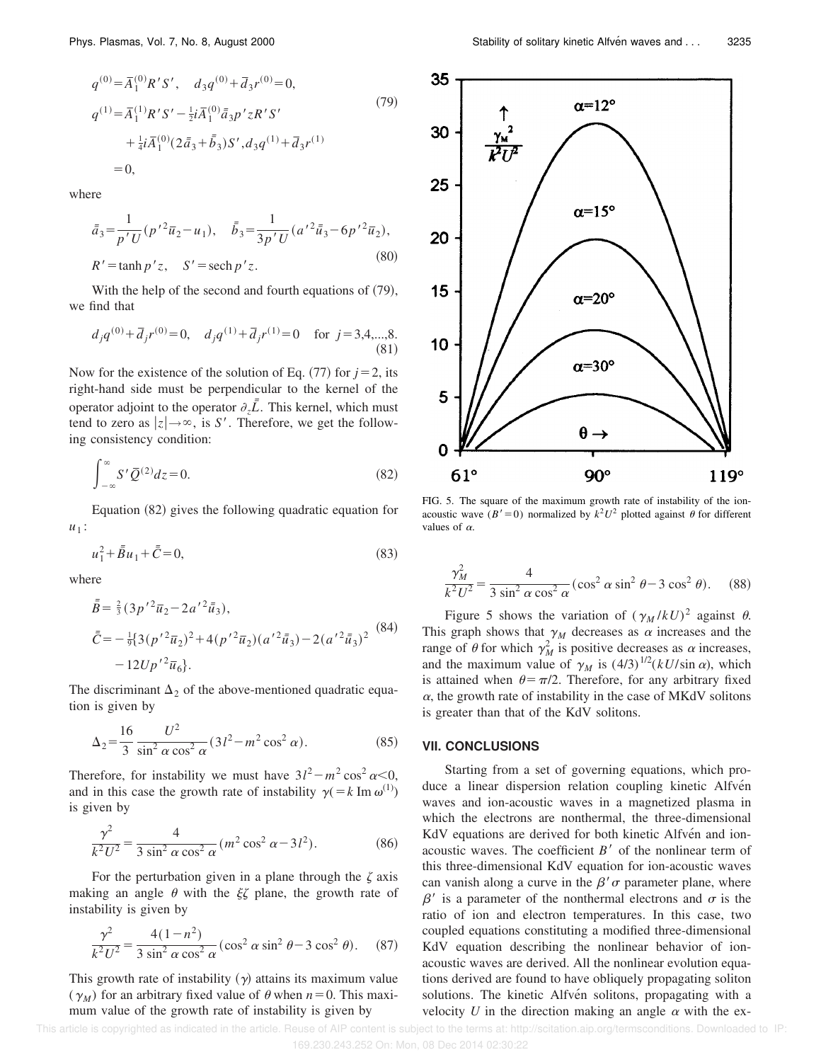$$q^{(0)}=\bar{A}_1^{(0)}R'S', \quad d_3q^{(0)}+\bar{d}_3r^{(0)}=0,$$

$$q^{(1)}=\bar{A}_1^{(1)}R'S'-\tfrac{1}{2}i\bar{A}_1^{(0)}\bar{\bar{a}}_3p'zR'S' \tag{79}$$

$$+\tfrac{1}{4}i\bar{A}_1^{(0)}(2\bar{\bar{a}}_3+\bar{\bar{b}}_3)S', d_3q^{(1)}+\bar{d}_3r^{(1)}$$

$$=0,$$

where

$$\bar{\bar{a}}_3=\frac{1}{p'U}(p'^2\bar{u}_2-u_1), \quad \bar{\bar{b}}_3=\frac{1}{3p'U}(a'^2\bar{\bar{u}}_3-6p'^2\bar{u}_2),$$

$$R'=\tanh p'z, \quad S'=\operatorname{sech} p'z. \tag{80}$$

With the help of the second and fourth equations of (79), we find that

$$d_jq^{(0)}+\bar{d}_jr^{(0)}=0, \quad d_jq^{(1)}+\bar{d}_jr^{(1)}=0 \quad \text{for } j=3,4,...,8. \tag{81}$$

Now for the existence of the solution of Eq. (77) for $j=2$, its right-hand side must be perpendicular to the kernel of the operator adjoint to the operator $\partial_z\bar{\bar{L}}$. This kernel, which must tend to zero as $|z|\to\infty$, is $S'$. Therefore, we get the following consistency condition:

$$\int_{-\infty}^{\infty} S'\bar{Q}^{(2)}dz=0. \tag{82}$$

Equation (82) gives the following quadratic equation for $u_1$:

$$u_1^2+\bar{\bar{B}}u_1+\bar{\bar{C}}=0, \tag{83}$$

where

$$\bar{\bar{B}}=\tfrac{2}{3}(3p'^2\bar{u}_2-2a'^2\bar{\bar{u}}_3),$$

$$\bar{\bar{C}}=-\tfrac{1}{9}\{3(p'^2\bar{u}_2)^2+4(p'^2\bar{u}_2)(a'^2\bar{\bar{u}}_3)-2(a'^2\bar{\bar{u}}_3)^2 \tag{84}$$

$$-12Up'^2\bar{u}_6\}.$$

The discriminant $\Delta_2$ of the above-mentioned quadratic equation is given by

$$\Delta_2=\frac{16}{3}\frac{U^2}{\sin^2\alpha\cos^2\alpha}(3l^2-m^2\cos^2\alpha). \tag{85}$$

Therefore, for instability we must have $3l^2-m^2\cos^2\alpha<0$, and in this case the growth rate of instability $\gamma(=k\,\mathrm{Im}\,\omega^{(1)})$ is given by

$$\frac{\gamma^2}{k^2U^2}=\frac{4}{3\sin^2\alpha\cos^2\alpha}(m^2\cos^2\alpha-3l^2). \tag{86}$$

For the perturbation given in a plane through the $\zeta$ axis making an angle $\theta$ with the $\xi\zeta$ plane, the growth rate of instability is given by

$$\frac{\gamma^2}{k^2U^2}=\frac{4(1-n^2)}{3\sin^2\alpha\cos^2\alpha}(\cos^2\alpha\sin^2\theta-3\cos^2\theta). \tag{87}$$

This growth rate of instability $(\gamma)$ attains its maximum value $(\gamma_M)$ for an arbitrary fixed value of $\theta$ when $n=0$. This maximum value of the growth rate of instability is given by

FIG. 5. The square of the maximum growth rate of instability of the ion-acoustic wave $(B'=0)$ normalized by $k^2U^2$ plotted against $\theta$ for different values of $\alpha$.

$$\frac{\gamma_M^2}{k^2U^2}=\frac{4}{3\sin^2\alpha\cos^2\alpha}(\cos^2\alpha\sin^2\theta-3\cos^2\theta). \tag{88}$$

Figure 5 shows the variation of $(\gamma_M/kU)^2$ against $\theta$. This graph shows that $\gamma_M$ decreases as $\alpha$ increases and the range of $\theta$ for which $\gamma_M^2$ is positive decreases as $\alpha$ increases, and the maximum value of $\gamma_M$ is $(4/3)^{1/2}(kU/\sin\alpha)$, which is attained when $\theta=\pi/2$. Therefore, for any arbitrary fixed $\alpha$, the growth rate of instability in the case of MKdV solitons is greater than that of the KdV solitons.

## VII. CONCLUSIONS

Starting from a set of governing equations, which produce a linear dispersion relation coupling kinetic Alfvén waves and ion-acoustic waves in a magnetized plasma in which the electrons are nonthermal, the three-dimensional KdV equations are derived for both kinetic Alfvén and ion-acoustic waves. The coefficient $B'$ of the nonlinear term of this three-dimensional KdV equation for ion-acoustic waves can vanish along a curve in the $\beta'\sigma$ parameter plane, where $\beta'$ is a parameter of the nonthermal electrons and $\sigma$ is the ratio of ion and electron temperatures. In this case, two coupled equations constituting a modified three-dimensional KdV equation describing the nonlinear behavior of ion-acoustic waves are derived. All the nonlinear evolution equations derived are found to have obliquely propagating soliton solutions. The kinetic Alfvén solitons, propagating with a velocity $U$ in the direction making an angle $\alpha$ with the ex-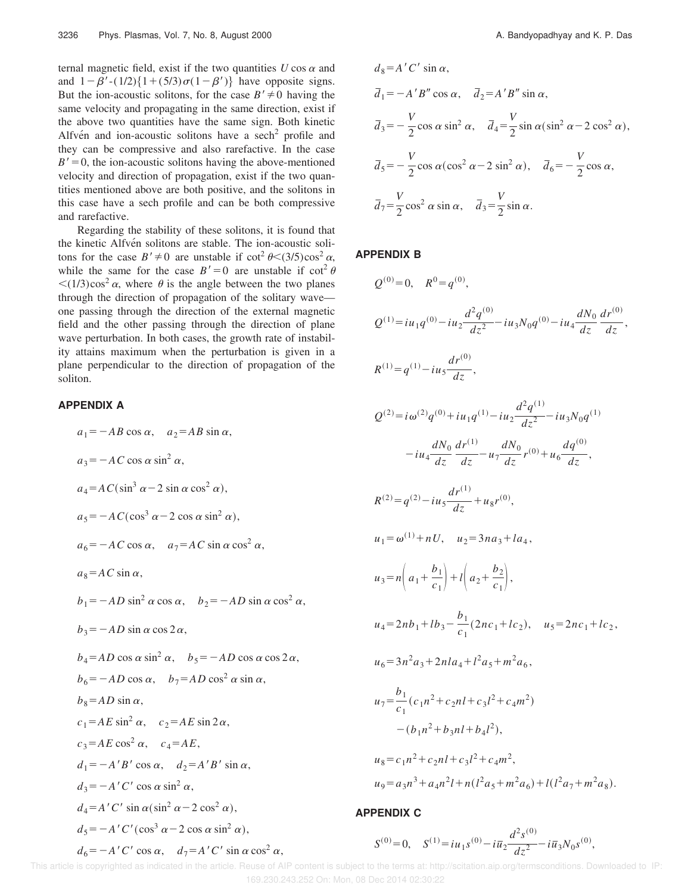ternal magnetic field, exist if the two quantities $U\cos\alpha$ and and $1-\beta'$-$(1/2)\{1+(5/3)\sigma(1-\beta')\}$ have opposite signs. But the ion-acoustic solitons, for the case $B'\neq 0$ having the same velocity and propagating in the same direction, exist if the above two quantities have the same sign. Both kinetic Alfvén and ion-acoustic solitons have a $\text{sech}^2$ profile and they can be compressive and also rarefactive. In the case $B'=0$, the ion-acoustic solitons having the above-mentioned velocity and direction of propagation, exist if the two quantities mentioned above are both positive, and the solitons in this case have a sech profile and can be both compressive and rarefactive.

Regarding the stability of these solitons, it is found that the kinetic Alfvén solitons are stable. The ion-acoustic solitons for the case $B'\neq 0$ are unstable if $\cot^2\theta<(3/5)\cos^2\alpha$, while the same for the case $B'=0$ are unstable if $\cot^2\theta<(1/3)\cos^2\alpha$, where $\theta$ is the angle between the two planes through the direction of propagation of the solitary wave—one passing through the direction of the external magnetic field and the other passing through the direction of plane wave perturbation. In both cases, the growth rate of instability attains maximum when the perturbation is given in a plane perpendicular to the direction of propagation of the soliton.

## APPENDIX A

$$a_1=-AB\cos\alpha,\quad a_2=AB\sin\alpha,$$

$$a_3=-AC\cos\alpha\sin^2\alpha,$$

$$a_4=AC(\sin^3\alpha-2\sin\alpha\cos^2\alpha),$$

$$a_5=-AC(\cos^3\alpha-2\cos\alpha\sin^2\alpha),$$

$$a_6=-AC\cos\alpha,\quad a_7=AC\sin\alpha\cos^2\alpha,$$

$$a_8=AC\sin\alpha,$$

$$b_1=-AD\sin^2\alpha\cos\alpha,\quad b_2=-AD\sin\alpha\cos^2\alpha,$$

$$b_3=-AD\sin\alpha\cos 2\alpha,$$

$$b_4=AD\cos\alpha\sin^2\alpha,\quad b_5=-AD\cos\alpha\cos 2\alpha,$$

$$b_6=-AD\cos\alpha,\quad b_7=AD\cos^2\alpha\sin\alpha,$$

$$b_8=AD\sin\alpha,$$

$$c_1=AE\sin^2\alpha,\quad c_2=AE\sin 2\alpha,$$

$$c_3=AE\cos^2\alpha,\quad c_4=AE,$$

$$d_1=-A'B'\cos\alpha,\quad d_2=A'B'\sin\alpha,$$

$$d_3=-A'C'\cos\alpha\sin^2\alpha,$$

$$d_4=A'C'\sin\alpha(\sin^2\alpha-2\cos^2\alpha),$$

$$d_5=-A'C'(\cos^3\alpha-2\cos\alpha\sin^2\alpha),$$

$$d_6=-A'C'\cos\alpha,\quad d_7=A'C'\sin\alpha\cos^2\alpha,$$

$$d_8=A'C'\sin\alpha,$$

$$\bar{d}_1=-A'B''\cos\alpha,\quad \bar{d}_2=A'B''\sin\alpha,$$

$$\bar{d}_3=-\frac{V}{2}\cos\alpha\sin^2\alpha,\quad \bar{d}_4=\frac{V}{2}\sin\alpha(\sin^2\alpha-2\cos^2\alpha),$$

$$\bar{d}_5=-\frac{V}{2}\cos\alpha(\cos^2\alpha-2\sin^2\alpha),\quad \bar{d}_6=-\frac{V}{2}\cos\alpha,$$

$$\bar{d}_7=\frac{V}{2}\cos^2\alpha\sin\alpha,\quad \bar{d}_3=\frac{V}{2}\sin\alpha.$$

## APPENDIX B

$$Q^{(0)}=0,\quad R^0=q^{(0)},$$

$$Q^{(1)}=iu_1q^{(0)}-iu_2\frac{d^2q^{(0)}}{dz^2}-iu_3N_0q^{(0)}-iu_4\frac{dN_0}{dz}\frac{dr^{(0)}}{dz},$$

$$R^{(1)}=q^{(1)}-iu_5\frac{dr^{(0)}}{dz},$$

$$Q^{(2)}=i\omega^{(2)}q^{(0)}+iu_1q^{(1)}-iu_2\frac{d^2q^{(1)}}{dz^2}-iu_3N_0q^{(1)}-iu_4\frac{dN_0}{dz}\frac{dr^{(1)}}{dz}-u_7\frac{dN_0}{dz}r^{(0)}+u_6\frac{dq^{(0)}}{dz},$$

$$R^{(2)}=q^{(2)}-iu_5\frac{dr^{(1)}}{dz}+u_8r^{(0)},$$

$$u_1=\omega^{(1)}+nU,\quad u_2=3na_3+la_4,$$

$$u_3=n\left(a_1+\frac{b_1}{c_1}\right)+l\left(a_2+\frac{b_2}{c_1}\right),$$

$$u_4=2nb_1+lb_3-\frac{b_1}{c_1}(2nc_1+lc_2),\quad u_5=2nc_1+lc_2,$$

$$u_6=3n^2a_3+2nla_4+l^2a_5+m^2a_6,$$

$$u_7=\frac{b_1}{c_1}(c_1n^2+c_2nl+c_3l^2+c_4m^2)-(b_1n^2+b_3nl+b_4l^2),$$

$$u_8=c_1n^2+c_2nl+c_3l^2+c_4m^2,$$

$$u_9=a_3n^3+a_4n^2l+n(l^2a_5+m^2a_6)+l(l^2a_7+m^2a_8).$$

## APPENDIX C

$$S^{(0)}=0,\quad S^{(1)}=iu_1s^{(0)}-i\bar{u}_2\frac{d^2s^{(0)}}{dz^2}-i\bar{u}_3N_0s^{(0)},$$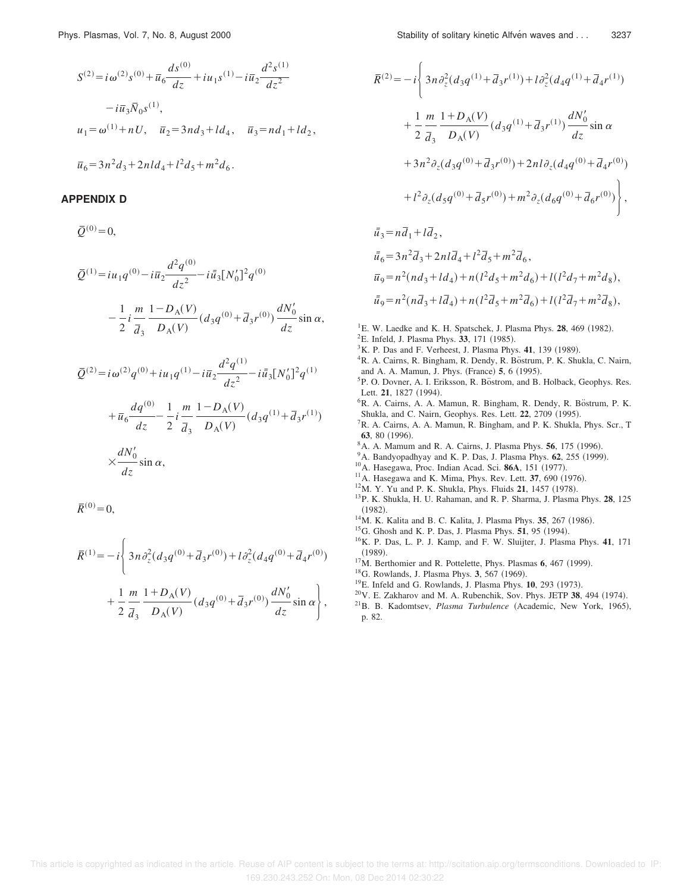$$S^{(2)} = i\omega^{(2)} s^{(0)} + \bar{u}_6 \frac{ds^{(0)}}{dz} + iu_1 s^{(1)} - i\bar{u}_2 \frac{d^2 s^{(1)}}{dz^2}$$

$$- i\bar{u}_3 \bar{N}_0 s^{(1)},$$

$$u_1 = \omega^{(1)} + nU, \quad \bar{u}_2 = 3nd_3 + ld_4, \quad \bar{u}_3 = nd_1 + ld_2,$$

$$\bar{u}_6 = 3n^2 d_3 + 2nld_4 + l^2 d_5 + m^2 d_6.$$

## APPENDIX D

$$\bar{Q}^{(0)} = 0,$$

$$\bar{Q}^{(1)} = iu_1 q^{(0)} - i\bar{u}_2 \frac{d^2 q^{(0)}}{dz^2} - i\bar{\bar{u}}_3 [N_0']^2 q^{(0)}$$

$$- \frac{1}{2} i \frac{m}{\bar{d}_3} \frac{1 - D_A(V)}{D_A(V)} (d_3 q^{(0)} + \bar{d}_3 r^{(0)}) \frac{dN_0'}{dz} \sin \alpha,$$

$$\bar{Q}^{(2)} = i\omega^{(2)} q^{(0)} + iu_1 q^{(1)} - i\bar{u}_2 \frac{d^2 q^{(1)}}{dz^2} - i\bar{\bar{u}}_3 [N_0']^2 q^{(1)}$$

$$+ \bar{u}_6 \frac{dq^{(0)}}{dz} - \frac{1}{2} i \frac{m}{\bar{d}_3} \frac{1 - D_A(V)}{D_A(V)} (d_3 q^{(1)} + \bar{d}_3 r^{(1)})$$

$$\times \frac{dN_0'}{dz} \sin \alpha,$$

$$\bar{R}^{(0)} = 0,$$

$$\bar{R}^{(1)} = -i \Bigg\{ 3n\partial_z^2 (d_3 q^{(0)} + \bar{d}_3 r^{(0)}) + l\partial_z^2 (d_4 q^{(0)} + \bar{d}_4 r^{(0)})$$

$$+ \frac{1}{2} \frac{m}{\bar{d}_3} \frac{1 + D_A(V)}{D_A(V)} (d_3 q^{(0)} + \bar{d}_3 r^{(0)}) \frac{dN_0'}{dz} \sin \alpha \Bigg\},$$

$$\bar{R}^{(2)} = -i \Bigg\{ 3n\partial_z^2 (d_3 q^{(1)} + \bar{d}_3 r^{(1)}) + l\partial_z^2 (d_4 q^{(1)} + \bar{d}_4 r^{(1)})$$

$$+ \frac{1}{2} \frac{m}{\bar{d}_3} \frac{1 + D_A(V)}{D_A(V)} (d_3 q^{(1)} + \bar{d}_3 r^{(1)}) \frac{dN_0'}{dz} \sin \alpha$$

$$+ 3n^2 \partial_z (d_3 q^{(0)} + \bar{d}_3 r^{(0)}) + 2nl\partial_z (d_4 q^{(0)} + \bar{d}_4 r^{(0)})$$

$$+ l^2 \partial_z (d_5 q^{(0)} + \bar{d}_5 r^{(0)}) + m^2 \partial_z (d_6 q^{(0)} + \bar{d}_6 r^{(0)}) \Bigg\},$$

$$\bar{\bar{u}}_3 = n\bar{d}_1 + l\bar{d}_2,$$

$$\bar{\bar{u}}_6 = 3n^2 \bar{d}_3 + 2nl\bar{d}_4 + l^2 \bar{d}_5 + m^2 \bar{d}_6,$$

$$\bar{u}_9 = n^2 (nd_3 + ld_4) + n(l^2 d_5 + m^2 d_6) + l(l^2 d_7 + m^2 d_8),$$

$$\bar{\bar{u}}_9 = n^2 (n\bar{d}_3 + l\bar{d}_4) + n(l^2 \bar{d}_5 + m^2 \bar{d}_6) + l(l^2 \bar{d}_7 + m^2 \bar{d}_8),$$

[1] E. W. Laedke and K. H. Spatschek, J. Plasma Phys. **28**, 469 (1982).
[2] E. Infeld, J. Plasma Phys. **33**, 171 (1985).
[3] K. P. Das and F. Verheest, J. Plasma Phys. **41**, 139 (1989).
[4] R. A. Cairns, R. Bingham, R. Dendy, R. Böstrum, P. K. Shukla, C. Nairn, and A. A. Mamun, J. Phys. (France) **5**, 6 (1995).
[5] P. O. Dovner, A. I. Eriksson, R. Böstrom, and B. Holback, Geophys. Res. Lett. **21**, 1827 (1994).
[6] R. A. Cairns, A. A. Mamun, R. Bingham, R. Dendy, R. Böstrum, P. K. Shukla, and C. Nairn, Geophys. Res. Lett. **22**, 2709 (1995).
[7] R. A. Cairns, A. A. Mamun, R. Bingham, and P. K. Shukla, Phys. Scr., T **63**, 80 (1996).
[8] A. A. Mamum and R. A. Cairns, J. Plasma Phys. **56**, 175 (1996).
[9] A. Bandyopadhyay and K. P. Das, J. Plasma Phys. **62**, 255 (1999).
[10] A. Hasegawa, Proc. Indian Acad. Sci. **86A**, 151 (1977).
[11] A. Hasegawa and K. Mima, Phys. Rev. Lett. **37**, 690 (1976).
[12] M. Y. Yu and P. K. Shukla, Phys. Fluids **21**, 1457 (1978).
[13] P. K. Shukla, H. U. Rahaman, and R. P. Sharma, J. Plasma Phys. **28**, 125 (1982).
[14] M. K. Kalita and B. C. Kalita, J. Plasma Phys. **35**, 267 (1986).
[15] G. Ghosh and K. P. Das, J. Plasma Phys. **51**, 95 (1994).
[16] K. P. Das, L. P. J. Kamp, and F. W. Sluijter, J. Plasma Phys. **41**, 171 (1989).
[17] M. Berthomier and R. Pottelette, Phys. Plasmas **6**, 467 (1999).
[18] G. Rowlands, J. Plasma Phys. **3**, 567 (1969).
[19] E. Infeld and G. Rowlands, J. Plasma Phys. **10**, 293 (1973).
[20] V. E. Zakharov and M. A. Rubenchik, Sov. Phys. JETP **38**, 494 (1974).
[21] B. B. Kadomtsev, *Plasma Turbulence* (Academic, New York, 1965), p. 82.